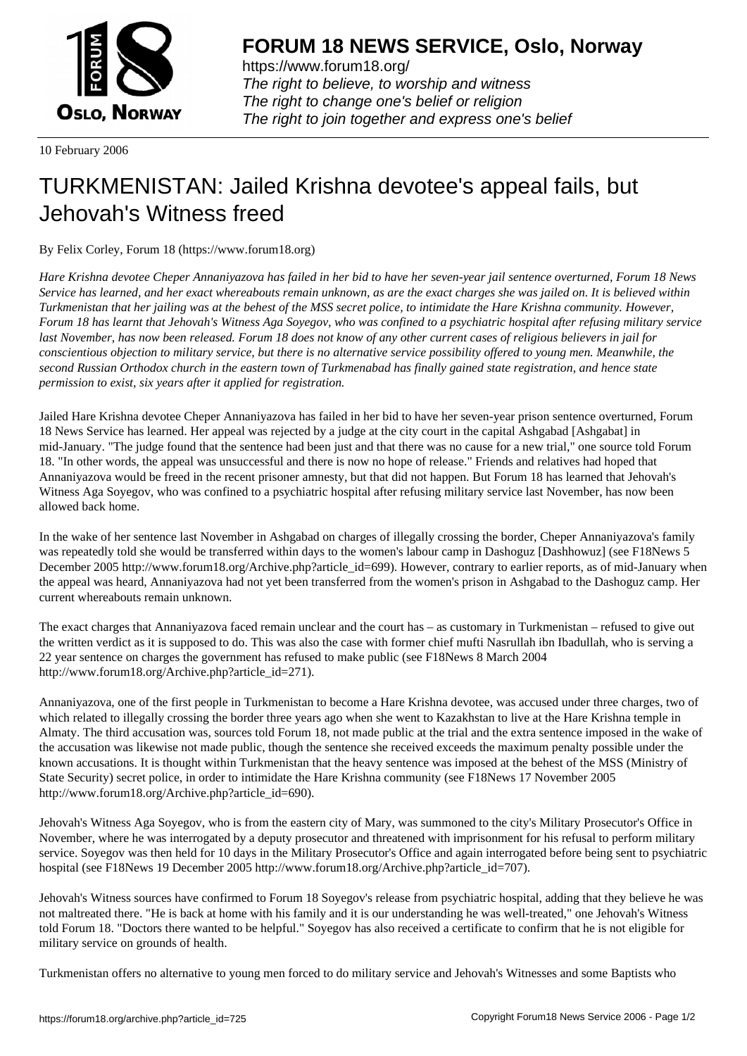**FORUM 18 NEWS SERVICE, Oslo, Norway**

https://www.forum18.org/
*The right to believe, to worship and witness*
*The right to change one's belief or religion*
*The right to join together and express one's belief*

10 February 2006

# TURKMENISTAN: Jailed Krishna devotee's appeal fails, but Jehovah's Witness freed

By Felix Corley, Forum 18 (https://www.forum18.org)

*Hare Krishna devotee Cheper Annaniyazova has failed in her bid to have her seven-year jail sentence overturned, Forum 18 News Service has learned, and her exact whereabouts remain unknown, as are the exact charges she was jailed on. It is believed within Turkmenistan that her jailing was at the behest of the MSS secret police, to intimidate the Hare Krishna community. However, Forum 18 has learnt that Jehovah's Witness Aga Soyegov, who was confined to a psychiatric hospital after refusing military service last November, has now been released. Forum 18 does not know of any other current cases of religious believers in jail for conscientious objection to military service, but there is no alternative service possibility offered to young men. Meanwhile, the second Russian Orthodox church in the eastern town of Turkmenabad has finally gained state registration, and hence state permission to exist, six years after it applied for registration.*

Jailed Hare Krishna devotee Cheper Annaniyazova has failed in her bid to have her seven-year prison sentence overturned, Forum 18 News Service has learned. Her appeal was rejected by a judge at the city court in the capital Ashgabad [Ashgabat] in mid-January. "The judge found that the sentence had been just and that there was no cause for a new trial," one source told Forum 18. "In other words, the appeal was unsuccessful and there is now no hope of release." Friends and relatives had hoped that Annaniyazova would be freed in the recent prisoner amnesty, but that did not happen. But Forum 18 has learned that Jehovah's Witness Aga Soyegov, who was confined to a psychiatric hospital after refusing military service last November, has now been allowed back home.

In the wake of her sentence last November in Ashgabad on charges of illegally crossing the border, Cheper Annaniyazova's family was repeatedly told she would be transferred within days to the women's labour camp in Dashoguz [Dashhowuz] (see F18News 5 December 2005 http://www.forum18.org/Archive.php?article_id=699). However, contrary to earlier reports, as of mid-January when the appeal was heard, Annaniyazova had not yet been transferred from the women's prison in Ashgabad to the Dashoguz camp. Her current whereabouts remain unknown.

The exact charges that Annaniyazova faced remain unclear and the court has – as customary in Turkmenistan – refused to give out the written verdict as it is supposed to do. This was also the case with former chief mufti Nasrullah ibn Ibadullah, who is serving a 22 year sentence on charges the government has refused to make public (see F18News 8 March 2004 http://www.forum18.org/Archive.php?article_id=271).

Annaniyazova, one of the first people in Turkmenistan to become a Hare Krishna devotee, was accused under three charges, two of which related to illegally crossing the border three years ago when she went to Kazakhstan to live at the Hare Krishna temple in Almaty. The third accusation was, sources told Forum 18, not made public at the trial and the extra sentence imposed in the wake of the accusation was likewise not made public, though the sentence she received exceeds the maximum penalty possible under the known accusations. It is thought within Turkmenistan that the heavy sentence was imposed at the behest of the MSS (Ministry of State Security) secret police, in order to intimidate the Hare Krishna community (see F18News 17 November 2005 http://www.forum18.org/Archive.php?article_id=690).

Jehovah's Witness Aga Soyegov, who is from the eastern city of Mary, was summoned to the city's Military Prosecutor's Office in November, where he was interrogated by a deputy prosecutor and threatened with imprisonment for his refusal to perform military service. Soyegov was then held for 10 days in the Military Prosecutor's Office and again interrogated before being sent to psychiatric hospital (see F18News 19 December 2005 http://www.forum18.org/Archive.php?article_id=707).

Jehovah's Witness sources have confirmed to Forum 18 Soyegov's release from psychiatric hospital, adding that they believe he was not maltreated there. "He is back at home with his family and it is our understanding he was well-treated," one Jehovah's Witness told Forum 18. "Doctors there wanted to be helpful." Soyegov has also received a certificate to confirm that he is not eligible for military service on grounds of health.

Turkmenistan offers no alternative to young men forced to do military service and Jehovah's Witnesses and some Baptists who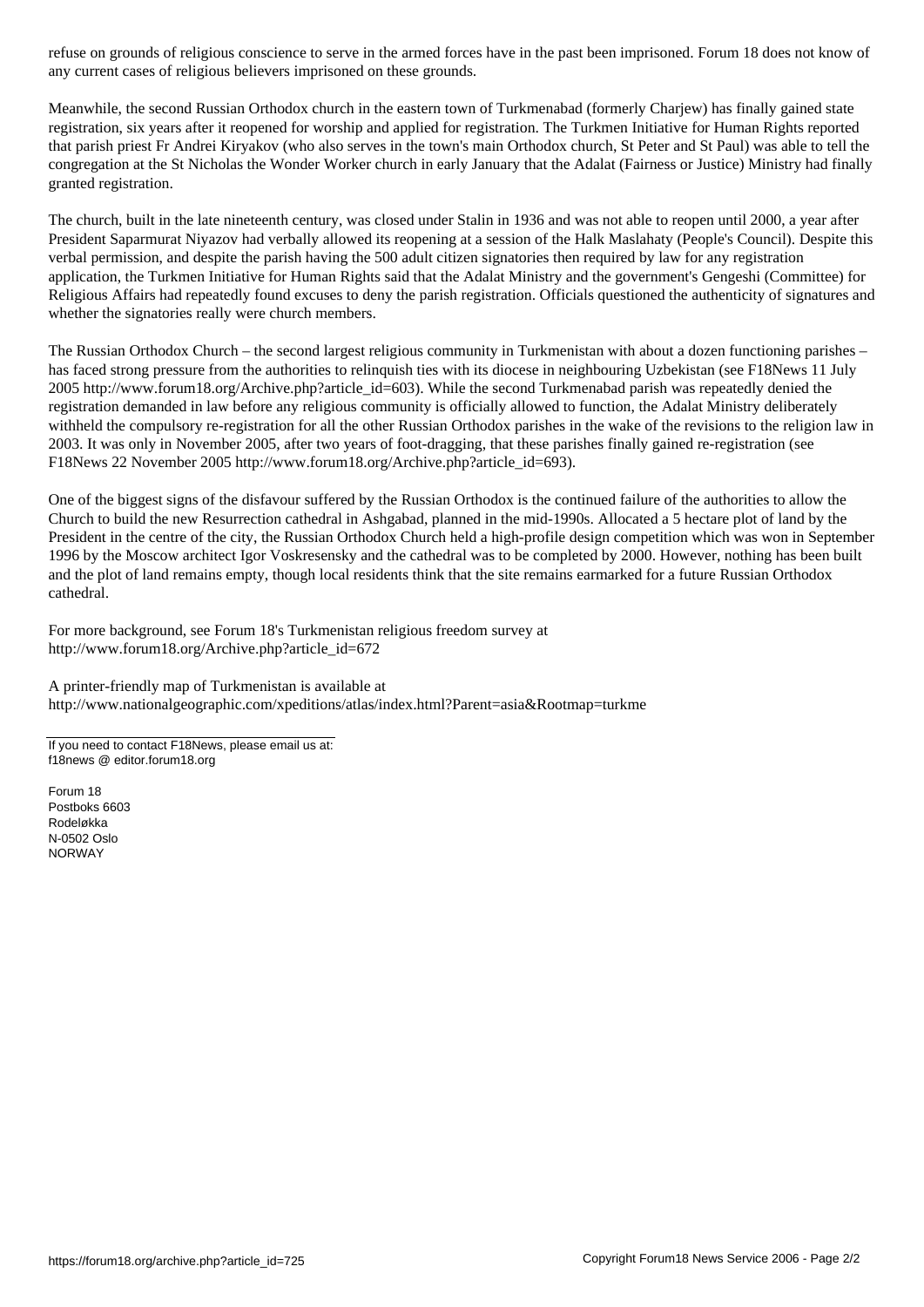refuse on grounds of religious conscience to serve in the armed forces have in the past been imprisoned. Forum 18 does not know of any current cases of religious believers imprisoned on these grounds.

Meanwhile, the second Russian Orthodox church in the eastern town of Turkmenabad (formerly Charjew) has finally gained state registration, six years after it reopened for worship and applied for registration. The Turkmen Initiative for Human Rights reported that parish priest Fr Andrei Kiryakov (who also serves in the town's main Orthodox church, St Peter and St Paul) was able to tell the congregation at the St Nicholas the Wonder Worker church in early January that the Adalat (Fairness or Justice) Ministry had finally granted registration.

The church, built in the late nineteenth century, was closed under Stalin in 1936 and was not able to reopen until 2000, a year after President Saparmurat Niyazov had verbally allowed its reopening at a session of the Halk Maslahaty (People's Council). Despite this verbal permission, and despite the parish having the 500 adult citizen signatories then required by law for any registration application, the Turkmen Initiative for Human Rights said that the Adalat Ministry and the government's Gengeshi (Committee) for Religious Affairs had repeatedly found excuses to deny the parish registration. Officials questioned the authenticity of signatures and whether the signatories really were church members.

The Russian Orthodox Church – the second largest religious community in Turkmenistan with about a dozen functioning parishes – has faced strong pressure from the authorities to relinquish ties with its diocese in neighbouring Uzbekistan (see F18News 11 July 2005 http://www.forum18.org/Archive.php?article_id=603). While the second Turkmenabad parish was repeatedly denied the registration demanded in law before any religious community is officially allowed to function, the Adalat Ministry deliberately withheld the compulsory re-registration for all the other Russian Orthodox parishes in the wake of the revisions to the religion law in 2003. It was only in November 2005, after two years of foot-dragging, that these parishes finally gained re-registration (see F18News 22 November 2005 http://www.forum18.org/Archive.php?article_id=693).

One of the biggest signs of the disfavour suffered by the Russian Orthodox is the continued failure of the authorities to allow the Church to build the new Resurrection cathedral in Ashgabad, planned in the mid-1990s. Allocated a 5 hectare plot of land by the President in the centre of the city, the Russian Orthodox Church held a high-profile design competition which was won in September 1996 by the Moscow architect Igor Voskresensky and the cathedral was to be completed by 2000. However, nothing has been built and the plot of land remains empty, though local residents think that the site remains earmarked for a future Russian Orthodox cathedral.

For more background, see Forum 18's Turkmenistan religious freedom survey at http://www.forum18.org/Archive.php?article_id=672

A printer-friendly map of Turkmenistan is available at http://www.nationalgeographic.com/xpeditions/atlas/index.html?Parent=asia&Rootmap=turkme

---

If you need to contact F18News, please email us at:
f18news @ editor.forum18.org

Forum 18
Postboks 6603
Rodeløkka
N-0502 Oslo
NORWAY